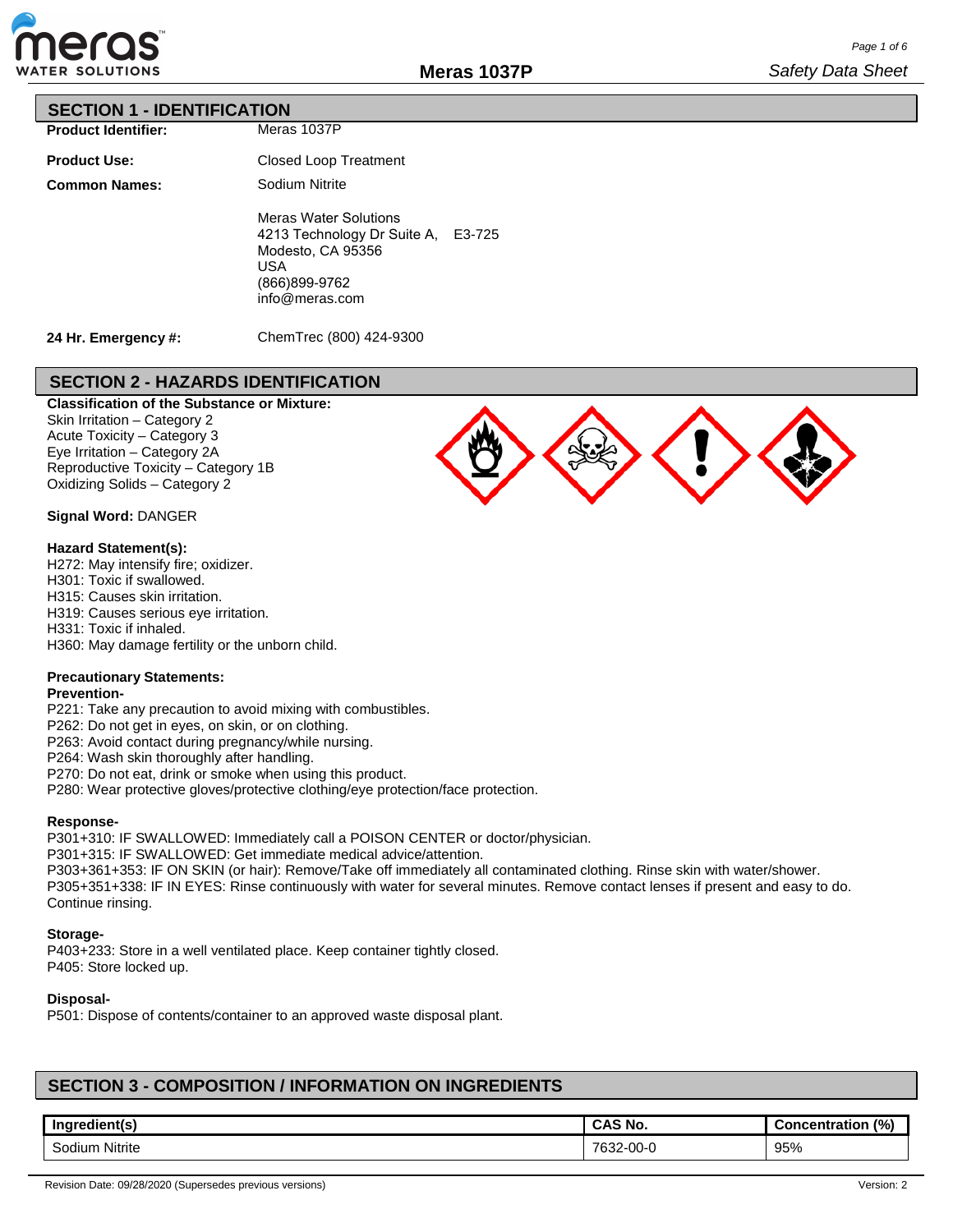## SECTION 1 - IDENTIFICATION

**Product Identifier:** Meras 1037P

**Product Use:** Closed Loop Treatment

**Common Names:** Sodium Nitrite

Meras Water Solutions
4213 Technology Dr Suite A, E3-725
Modesto, CA 95356
USA
(866)899-9762
info@meras.com

**24 Hr. Emergency #:** ChemTrec (800) 424-9300

## SECTION 2 - HAZARDS IDENTIFICATION

**Classification of the Substance or Mixture:**
Skin Irritation – Category 2
Acute Toxicity – Category 3
Eye Irritation – Category 2A
Reproductive Toxicity – Category 1B
Oxidizing Solids – Category 2

**Signal Word:** DANGER

**Hazard Statement(s):**
H272: May intensify fire; oxidizer.
H301: Toxic if swallowed.
H315: Causes skin irritation.
H319: Causes serious eye irritation.
H331: Toxic if inhaled.
H360: May damage fertility or the unborn child.

**Precautionary Statements:**

**Prevention-**
P221: Take any precaution to avoid mixing with combustibles.
P262: Do not get in eyes, on skin, or on clothing.
P263: Avoid contact during pregnancy/while nursing.
P264: Wash skin thoroughly after handling.
P270: Do not eat, drink or smoke when using this product.
P280: Wear protective gloves/protective clothing/eye protection/face protection.

**Response-**
P301+310: IF SWALLOWED: Immediately call a POISON CENTER or doctor/physician.
P301+315: IF SWALLOWED: Get immediate medical advice/attention.
P303+361+353: IF ON SKIN (or hair): Remove/Take off immediately all contaminated clothing. Rinse skin with water/shower.
P305+351+338: IF IN EYES: Rinse continuously with water for several minutes. Remove contact lenses if present and easy to do. Continue rinsing.

**Storage-**
P403+233: Store in a well ventilated place. Keep container tightly closed.
P405: Store locked up.

**Disposal-**
P501: Dispose of contents/container to an approved waste disposal plant.

## SECTION 3 - COMPOSITION / INFORMATION ON INGREDIENTS

| Ingredient(s) | CAS No. | Concentration (%) |
|---|---|---|
| Sodium Nitrite | 7632-00-0 | 95% |

Revision Date: 09/28/2020 (Supersedes previous versions) Version: 2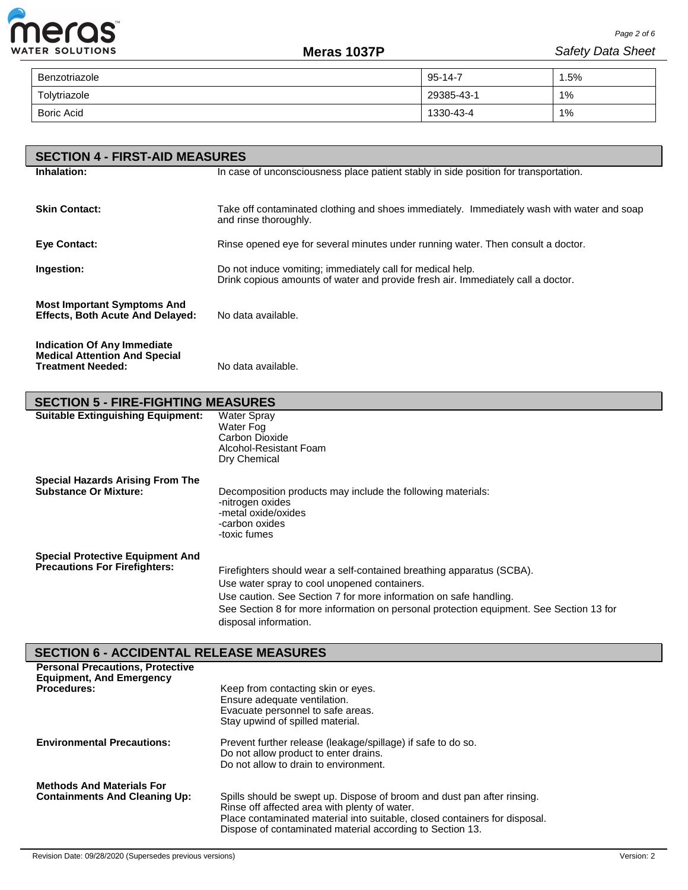| Benzotriazole | 95-14-7 | 1.5% |
|---|---|---|
| Tolytriazole | 29385-43-1 | 1% |
| Boric Acid | 1330-43-4 | 1% |

## SECTION 4 - FIRST-AID MEASURES

**Inhalation:** In case of unconsciousness place patient stably in side position for transportation.

**Skin Contact:** Take off contaminated clothing and shoes immediately. Immediately wash with water and soap and rinse thoroughly.

**Eye Contact:** Rinse opened eye for several minutes under running water. Then consult a doctor.

**Ingestion:** Do not induce vomiting; immediately call for medical help.
Drink copious amounts of water and provide fresh air. Immediately call a doctor.

**Most Important Symptoms And Effects, Both Acute And Delayed:** No data available.

**Indication Of Any Immediate Medical Attention And Special Treatment Needed:** No data available.

## SECTION 5 - FIRE-FIGHTING MEASURES

**Suitable Extinguishing Equipment:**
Water Spray
Water Fog
Carbon Dioxide
Alcohol-Resistant Foam
Dry Chemical

**Special Hazards Arising From The Substance Or Mixture:**
Decomposition products may include the following materials:
-nitrogen oxides
-metal oxide/oxides
-carbon oxides
-toxic fumes

**Special Protective Equipment And Precautions For Firefighters:**
Firefighters should wear a self-contained breathing apparatus (SCBA).
Use water spray to cool unopened containers.
Use caution. See Section 7 for more information on safe handling.
See Section 8 for more information on personal protection equipment. See Section 13 for disposal information.

## SECTION 6 - ACCIDENTAL RELEASE MEASURES

**Personal Precautions, Protective Equipment, And Emergency Procedures:**
Keep from contacting skin or eyes.
Ensure adequate ventilation.
Evacuate personnel to safe areas.
Stay upwind of spilled material.

**Environmental Precautions:**
Prevent further release (leakage/spillage) if safe to do so.
Do not allow product to enter drains.
Do not allow to drain to environment.

**Methods And Materials For Containments And Cleaning Up:**
Spills should be swept up. Dispose of broom and dust pan after rinsing.
Rinse off affected area with plenty of water.
Place contaminated material into suitable, closed containers for disposal.
Dispose of contaminated material according to Section 13.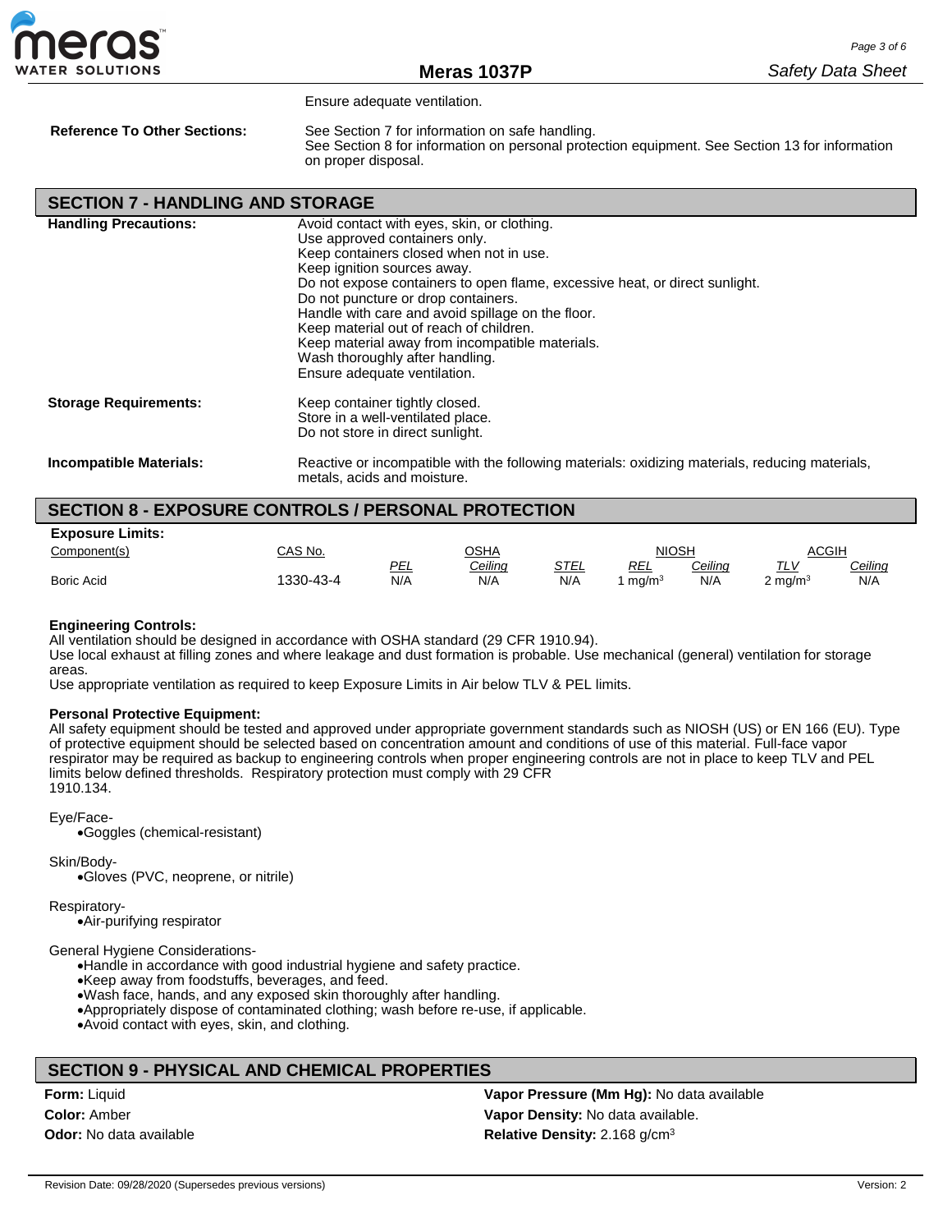Ensure adequate ventilation.

**Reference To Other Sections:** See Section 7 for information on safe handling.
See Section 8 for information on personal protection equipment. See Section 13 for information on proper disposal.

## SECTION 7 - HANDLING AND STORAGE

**Handling Precautions:**
Avoid contact with eyes, skin, or clothing.
Use approved containers only.
Keep containers closed when not in use.
Keep ignition sources away.
Do not expose containers to open flame, excessive heat, or direct sunlight.
Do not puncture or drop containers.
Handle with care and avoid spillage on the floor.
Keep material out of reach of children.
Keep material away from incompatible materials.
Wash thoroughly after handling.
Ensure adequate ventilation.

**Storage Requirements:**
Keep container tightly closed.
Store in a well-ventilated place.
Do not store in direct sunlight.

**Incompatible Materials:** Reactive or incompatible with the following materials: oxidizing materials, reducing materials, metals, acids and moisture.

## SECTION 8 - EXPOSURE CONTROLS / PERSONAL PROTECTION

**Exposure Limits:**

| Component(s) | CAS No. | OSHA | | | NIOSH | | ACGIH | |
|---|---|---|---|---|---|---|---|---|
| | | PEL | Ceiling | STEL | REL | Ceiling | TLV | Ceiling |
| Boric Acid | 1330-43-4 | N/A | N/A | N/A | 1 mg/m$^3$ | N/A | 2 mg/m$^3$ | N/A |

**Engineering Controls:**
All ventilation should be designed in accordance with OSHA standard (29 CFR 1910.94).
Use local exhaust at filling zones and where leakage and dust formation is probable. Use mechanical (general) ventilation for storage areas.
Use appropriate ventilation as required to keep Exposure Limits in Air below TLV & PEL limits.

**Personal Protective Equipment:**
All safety equipment should be tested and approved under appropriate government standards such as NIOSH (US) or EN 166 (EU). Type of protective equipment should be selected based on concentration amount and conditions of use of this material. Full-face vapor respirator may be required as backup to engineering controls when proper engineering controls are not in place to keep TLV and PEL limits below defined thresholds. Respiratory protection must comply with 29 CFR 1910.134.

Eye/Face-
- Goggles (chemical-resistant)

Skin/Body-
- Gloves (PVC, neoprene, or nitrile)

Respiratory-
- Air-purifying respirator

General Hygiene Considerations-
- Handle in accordance with good industrial hygiene and safety practice.
- Keep away from foodstuffs, beverages, and feed.
- Wash face, hands, and any exposed skin thoroughly after handling.
- Appropriately dispose of contaminated clothing; wash before re-use, if applicable.
- Avoid contact with eyes, skin, and clothing.

## SECTION 9 - PHYSICAL AND CHEMICAL PROPERTIES

**Form:** Liquid
**Color:** Amber
**Odor:** No data available
**Vapor Pressure (Mm Hg):** No data available
**Vapor Density:** No data available.
**Relative Density:** 2.168 g/cm$^3$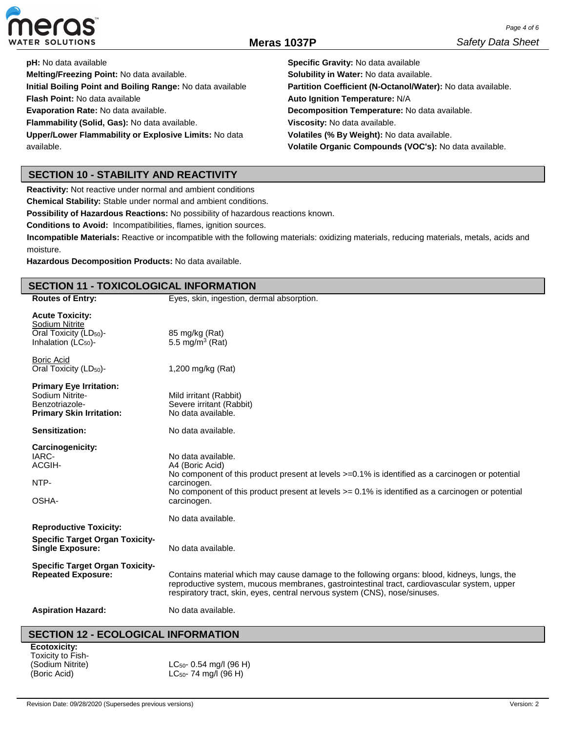**pH:** No data available

**Melting/Freezing Point:** No data available.

**Initial Boiling Point and Boiling Range:** No data available

**Flash Point:** No data available

**Evaporation Rate:** No data available.

**Flammability (Solid, Gas):** No data available.

**Upper/Lower Flammability or Explosive Limits:** No data available.

**Specific Gravity:** No data available

**Solubility in Water:** No data available.

**Partition Coefficient (N-Octanol/Water):** No data available.

**Auto Ignition Temperature:** N/A

**Decomposition Temperature:** No data available.

**Viscosity:** No data available.

**Volatiles (% By Weight):** No data available.

**Volatile Organic Compounds (VOC's):** No data available.

## SECTION 10 - STABILITY AND REACTIVITY

**Reactivity:** Not reactive under normal and ambient conditions

**Chemical Stability:** Stable under normal and ambient conditions.

**Possibility of Hazardous Reactions:** No possibility of hazardous reactions known.

**Conditions to Avoid:** Incompatibilities, flames, ignition sources.

**Incompatible Materials:** Reactive or incompatible with the following materials: oxidizing materials, reducing materials, metals, acids and moisture.

**Hazardous Decomposition Products:** No data available.

## SECTION 11 - TOXICOLOGICAL INFORMATION

**Routes of Entry:** Eyes, skin, ingestion, dermal absorption.

**Acute Toxicity:**

Sodium Nitrite
- Oral Toxicity ($LD_{50}$)- 85 mg/kg (Rat)
- Inhalation ($LC_{50}$)- 5.5 $mg/m^3$ (Rat)

Boric Acid
- Oral Toxicity ($LD_{50}$)- 1,200 mg/kg (Rat)

**Primary Eye Irritation:**
- Sodium Nitrite- Mild irritant (Rabbit)
- Benzotriazole- Severe irritant (Rabbit)

**Primary Skin Irritation:** No data available.

**Sensitization:** No data available.

**Carcinogenicity:**
- IARC- No data available.
- ACGIH- A4 (Boric Acid)
- NTP- No component of this product present at levels >=0.1% is identified as a carcinogen or potential carcinogen.
- OSHA- No component of this product present at levels >= 0.1% is identified as a carcinogen or potential carcinogen.

**Reproductive Toxicity:** No data available.

**Specific Target Organ Toxicity-Single Exposure:** No data available.

**Specific Target Organ Toxicity-Repeated Exposure:** Contains material which may cause damage to the following organs: blood, kidneys, lungs, the reproductive system, mucous membranes, gastrointestinal tract, cardiovascular system, upper respiratory tract, skin, eyes, central nervous system (CNS), nose/sinuses.

**Aspiration Hazard:** No data available.

## SECTION 12 - ECOLOGICAL INFORMATION

**Ecotoxicity:**

Toxicity to Fish-
- (Sodium Nitrite) $LC_{50}$- 0.54 mg/l (96 H)
- (Boric Acid) $LC_{50}$- 74 mg/l (96 H)

Revision Date: 09/28/2020 (Supersedes previous versions) Version: 2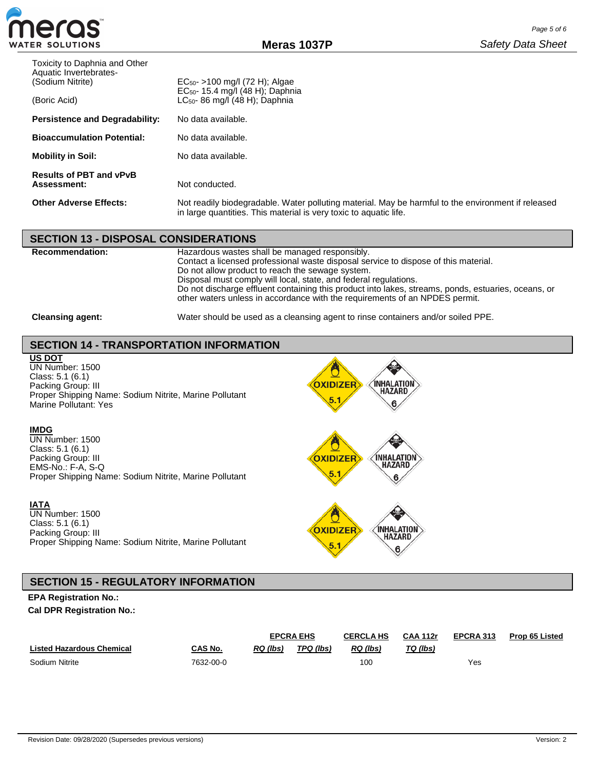Toxicity to Daphnia and Other Aquatic Invertebrates-

| | |
|---|---|
| (Sodium Nitrite) | $EC_{50}$- >100 mg/l (72 H); Algae<br>$EC_{50}$- 15.4 mg/l (48 H); Daphnia |
| (Boric Acid) | $LC_{50}$- 86 mg/l (48 H); Daphnia |

**Persistence and Degradability:** No data available.

**Bioaccumulation Potential:** No data available.

**Mobility in Soil:** No data available.

**Results of PBT and vPvB Assessment:** Not conducted.

**Other Adverse Effects:** Not readily biodegradable. Water polluting material. May be harmful to the environment if released in large quantities. This material is very toxic to aquatic life.

## SECTION 13 - DISPOSAL CONSIDERATIONS

**Recommendation:** Hazardous wastes shall be managed responsibly.
Contact a licensed professional waste disposal service to dispose of this material.
Do not allow product to reach the sewage system.
Disposal must comply will local, state, and federal regulations.
Do not discharge effluent containing this product into lakes, streams, ponds, estuaries, oceans, or other waters unless in accordance with the requirements of an NPDES permit.

**Cleansing agent:** Water should be used as a cleansing agent to rinse containers and/or soiled PPE.

## SECTION 14 - TRANSPORTATION INFORMATION

**US DOT**
UN Number: 1500
Class: 5.1 (6.1)
Packing Group: III
Proper Shipping Name: Sodium Nitrite, Marine Pollutant
Marine Pollutant: Yes

**IMDG**
UN Number: 1500
Class: 5.1 (6.1)
Packing Group: III
EMS-No.: F-A, S-Q
Proper Shipping Name: Sodium Nitrite, Marine Pollutant

**IATA**
UN Number: 1500
Class: 5.1 (6.1)
Packing Group: III
Proper Shipping Name: Sodium Nitrite, Marine Pollutant

## SECTION 15 - REGULATORY INFORMATION

**EPA Registration No.:**

**Cal DPR Registration No.:**

| | | EPCRA EHS | | CERCLA HS | CAA 112r | EPCRA 313 | Prop 65 Listed |
|---|---|---|---|---|---|---|---|
| **Listed Hazardous Chemical** | **CAS No.** | *RQ (lbs)* | *TPQ (lbs)* | *RQ (lbs)* | *TQ (lbs)* | | |
| Sodium Nitrite | 7632-00-0 | | | 100 | | Yes | |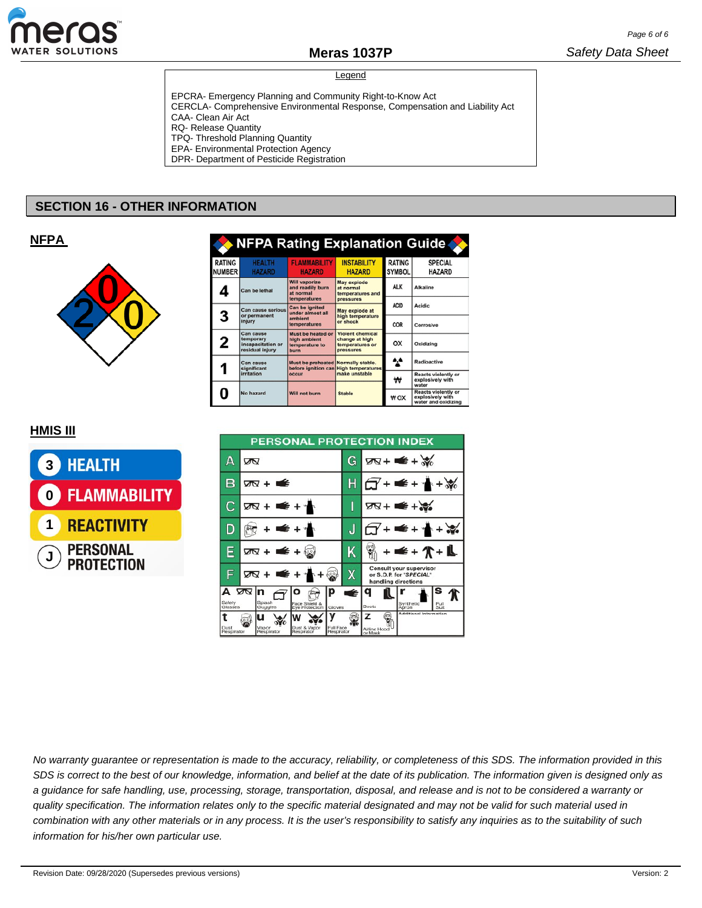| Legend |
|---|
| EPCRA- Emergency Planning and Community Right-to-Know Act |
| CERCLA- Comprehensive Environmental Response, Compensation and Liability Act |
| CAA- Clean Air Act |
| RQ- Release Quantity |
| TPQ- Threshold Planning Quantity |
| EPA- Environmental Protection Agency |
| DPR- Department of Pesticide Registration |

## SECTION 16 - OTHER INFORMATION

### NFPA

Health: 2
Flammability: 0
Instability: 0

**NFPA Rating Explanation Guide**

| RATING NUMBER | HEALTH HAZARD | FLAMMABILITY HAZARD | INSTABILITY HAZARD | RATING SYMBOL | SPECIAL HAZARD |
|---|---|---|---|---|---|
| 4 | Can be lethal | Will vaporize and readily burn at normal temperatures | May explode at normal temperatures and pressures | ALK | Alkaline |
| | | | | ACID | Acidic |
| 3 | Can cause serious or permanent injury | Can be ignited under almost all ambient temperatures | May explode at high temperature or shock | COR | Corrosive |
| | | | | OX | Oxidizing |
| 2 | Can cause temporary incapacitation or residual injury | Must be heated or high ambient temperature to burn | Violent chemical change at high temperatures or pressures | | Radioactive |
| 1 | Can cause significant irritation | Must be preheated before ignition can occur | Normally stable. High temperatures make unstable | ₩ | Reacts violently or explosively with water |
| 0 | No hazard | Will not burn | Stable | ₩OX | Reacts violently or explosively with water and oxidizing |

### HMIS III

| | |
|---|---|
| 3 | HEALTH |
| 0 | FLAMMABILITY |
| 1 | REACTIVITY |
| J | PERSONAL PROTECTION |

**PERSONAL PROTECTION INDEX**

| | | | |
|---|---|---|---|
| A | Safety Glasses | G | Safety Glasses + Gloves + Dust & Vapor Respirator |
| B | Safety Glasses + Gloves | H | Splash Goggles + Gloves + Synthetic Apron + Dust & Vapor Respirator |
| C | Safety Glasses + Gloves + Synthetic Apron | I | Safety Glasses + Gloves + Dust & Vapor Respirator |
| D | Face Shield & Eye Protection + Gloves + Synthetic Apron | J | Splash Goggles + Gloves + Synthetic Apron + Dust & Vapor Respirator |
| E | Safety Glasses + Gloves + Dust Respirator | K | Airline Hood or Mask + Gloves + Full Suit + Boots |
| F | Safety Glasses + Gloves + Synthetic Apron + Dust Respirator | X | Consult your supervisor or S.O.P. for "SPECIAL" handling directions |

a Safety Glasses; n Splash Goggles; o Face Shield & Eye Protection; p Gloves; q Boots; r Synthetic Apron; s Full Suit; t Dust Respirator; u Vapor Respirator; w Dust & Vapor Respirator; y Full Face Respirator; z Airline Hood or Mask; Additional information

*No warranty guarantee or representation is made to the accuracy, reliability, or completeness of this SDS. The information provided in this SDS is correct to the best of our knowledge, information, and belief at the date of its publication. The information given is designed only as a guidance for safe handling, use, processing, storage, transportation, disposal, and release and is not to be considered a warranty or quality specification. The information relates only to the specific material designated and may not be valid for such material used in combination with any other materials or in any process. It is the user's responsibility to satisfy any inquiries as to the suitability of such information for his/her own particular use.*

Revision Date: 09/28/2020 (Supersedes previous versions) Version: 2